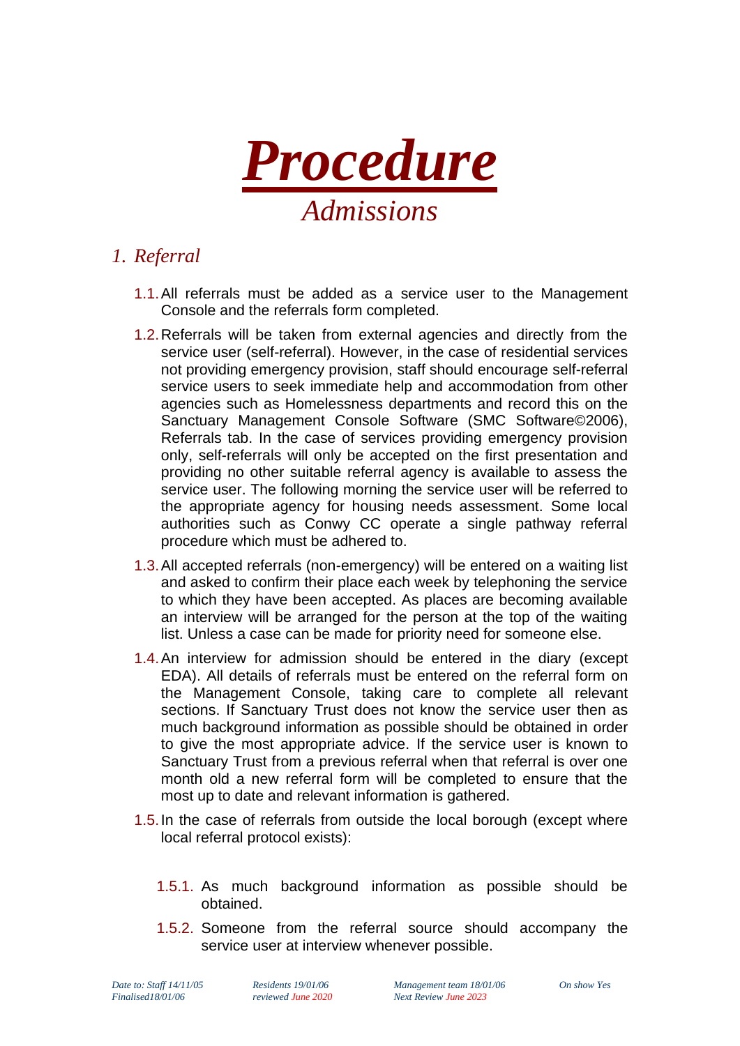# *Procedure*

## *Admissions*

## *1. Referral*

1.1. All referrals must be added as a service user to the Management Console and the referrals form completed.

1.2. Referrals will be taken from external agencies and directly from the service user (self-referral). However, in the case of residential services not providing emergency provision, staff should encourage self-referral service users to seek immediate help and accommodation from other agencies such as Homelessness departments and record this on the Sanctuary Management Console Software (SMC Software©2006), Referrals tab. In the case of services providing emergency provision only, self-referrals will only be accepted on the first presentation and providing no other suitable referral agency is available to assess the service user. The following morning the service user will be referred to the appropriate agency for housing needs assessment. Some local authorities such as Conwy CC operate a single pathway referral procedure which must be adhered to.

1.3. All accepted referrals (non-emergency) will be entered on a waiting list and asked to confirm their place each week by telephoning the service to which they have been accepted. As places are becoming available an interview will be arranged for the person at the top of the waiting list. Unless a case can be made for priority need for someone else.

1.4. An interview for admission should be entered in the diary (except EDA). All details of referrals must be entered on the referral form on the Management Console, taking care to complete all relevant sections. If Sanctuary Trust does not know the service user then as much background information as possible should be obtained in order to give the most appropriate advice. If the service user is known to Sanctuary Trust from a previous referral when that referral is over one month old a new referral form will be completed to ensure that the most up to date and relevant information is gathered.

1.5. In the case of referrals from outside the local borough (except where local referral protocol exists):

1.5.1. As much background information as possible should be obtained.

1.5.2. Someone from the referral source should accompany the service user at interview whenever possible.

*Date to: Staff 14/11/05*
*Finalised18/01/06*
*Residents 19/01/06*
*reviewed June 2020*
*Management team 18/01/06*
*Next Review June 2023*
*On show Yes*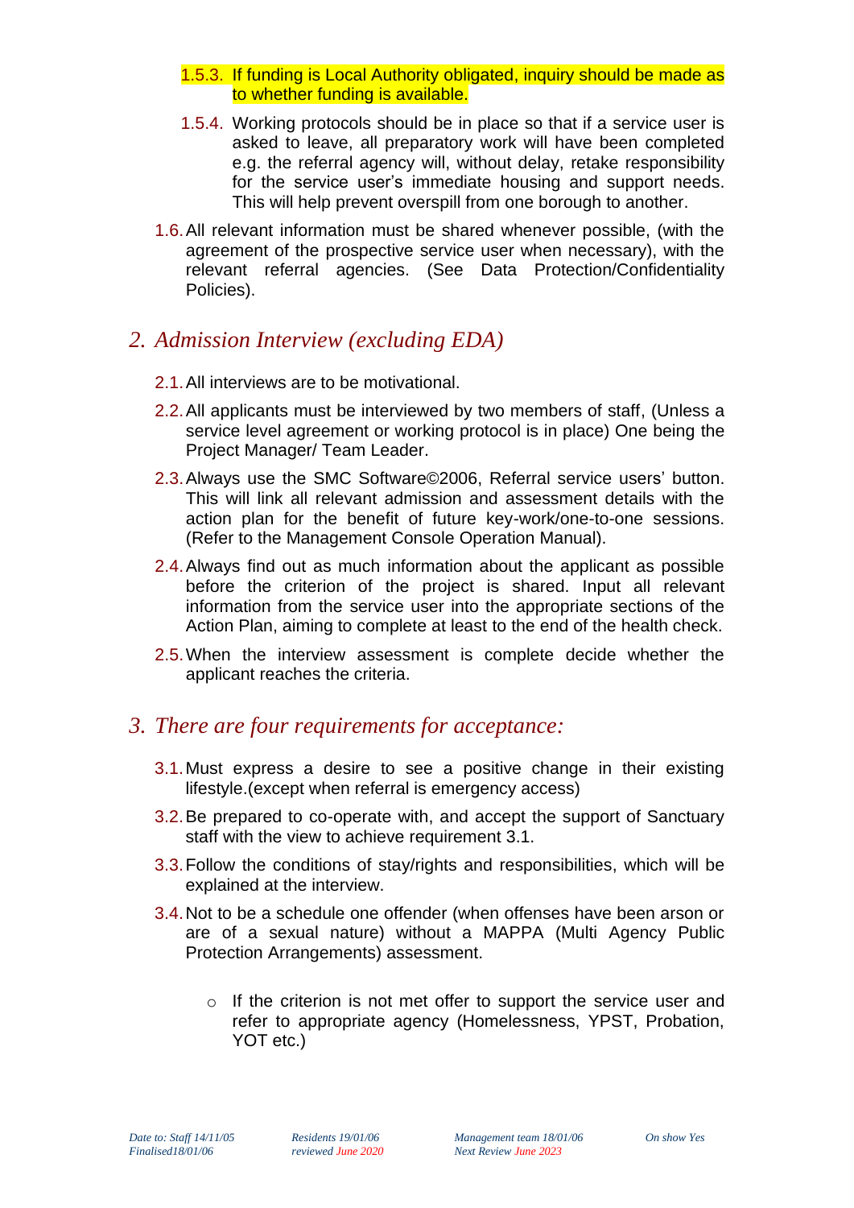1.5.3. If funding is Local Authority obligated, inquiry should be made as to whether funding is available.

1.5.4. Working protocols should be in place so that if a service user is asked to leave, all preparatory work will have been completed e.g. the referral agency will, without delay, retake responsibility for the service user's immediate housing and support needs. This will help prevent overspill from one borough to another.

1.6. All relevant information must be shared whenever possible, (with the agreement of the prospective service user when necessary), with the relevant referral agencies. (See Data Protection/Confidentiality Policies).

## *2. Admission Interview (excluding EDA)*

2.1. All interviews are to be motivational.

2.2. All applicants must be interviewed by two members of staff, (Unless a service level agreement or working protocol is in place) One being the Project Manager/ Team Leader.

2.3. Always use the SMC Software©2006, Referral service users' button. This will link all relevant admission and assessment details with the action plan for the benefit of future key-work/one-to-one sessions. (Refer to the Management Console Operation Manual).

2.4. Always find out as much information about the applicant as possible before the criterion of the project is shared. Input all relevant information from the service user into the appropriate sections of the Action Plan, aiming to complete at least to the end of the health check.

2.5. When the interview assessment is complete decide whether the applicant reaches the criteria.

## *3. There are four requirements for acceptance:*

3.1. Must express a desire to see a positive change in their existing lifestyle.(except when referral is emergency access)

3.2. Be prepared to co-operate with, and accept the support of Sanctuary staff with the view to achieve requirement 3.1.

3.3. Follow the conditions of stay/rights and responsibilities, which will be explained at the interview.

3.4. Not to be a schedule one offender (when offenses have been arson or are of a sexual nature) without a MAPPA (Multi Agency Public Protection Arrangements) assessment.

- If the criterion is not met offer to support the service user and refer to appropriate agency (Homelessness, YPST, Probation, YOT etc.)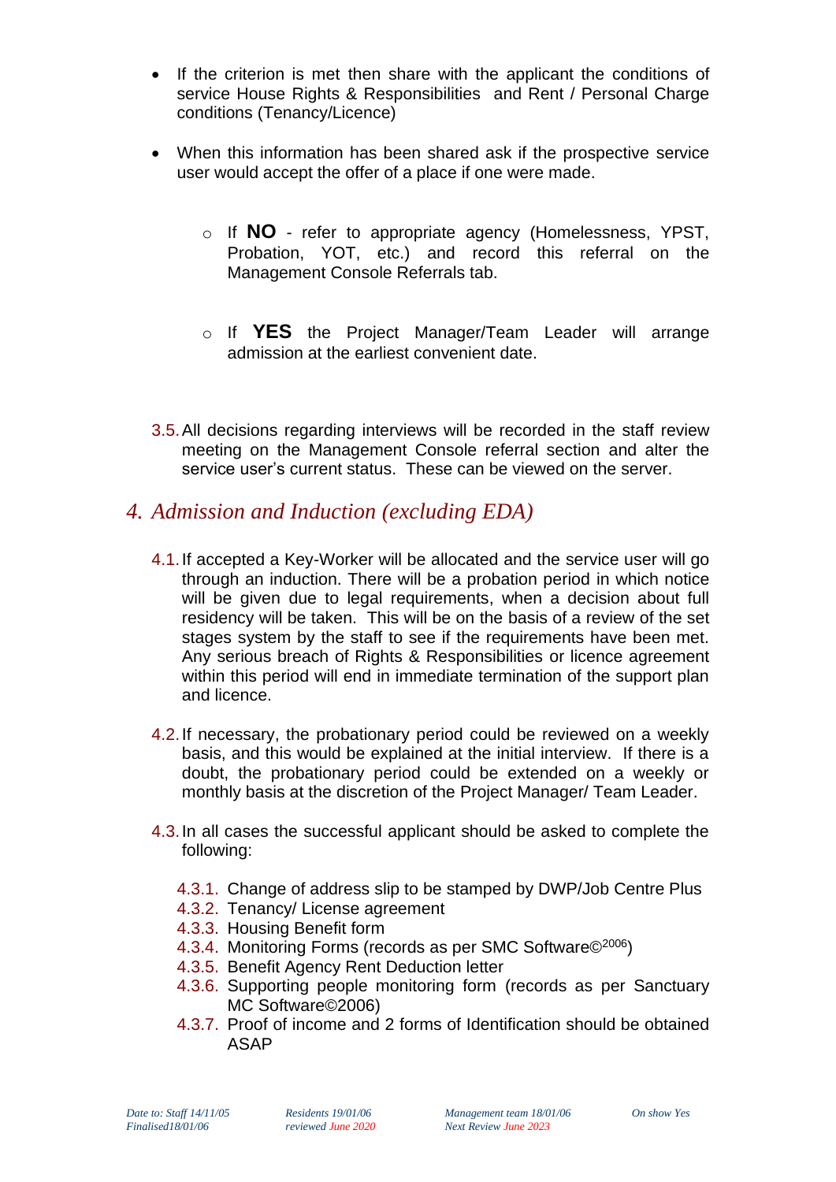- If the criterion is met then share with the applicant the conditions of service House Rights & Responsibilities and Rent / Personal Charge conditions (Tenancy/Licence)

- When this information has been shared ask if the prospective service user would accept the offer of a place if one were made.

  - If **NO** - refer to appropriate agency (Homelessness, YPST, Probation, YOT, etc.) and record this referral on the Management Console Referrals tab.

  - If **YES** the Project Manager/Team Leader will arrange admission at the earliest convenient date.

3.5. All decisions regarding interviews will be recorded in the staff review meeting on the Management Console referral section and alter the service user's current status. These can be viewed on the server.

## *4. Admission and Induction (excluding EDA)*

4.1. If accepted a Key-Worker will be allocated and the service user will go through an induction. There will be a probation period in which notice will be given due to legal requirements, when a decision about full residency will be taken. This will be on the basis of a review of the set stages system by the staff to see if the requirements have been met. Any serious breach of Rights & Responsibilities or licence agreement within this period will end in immediate termination of the support plan and licence.

4.2. If necessary, the probationary period could be reviewed on a weekly basis, and this would be explained at the initial interview. If there is a doubt, the probationary period could be extended on a weekly or monthly basis at the discretion of the Project Manager/ Team Leader.

4.3. In all cases the successful applicant should be asked to complete the following:

4.3.1. Change of address slip to be stamped by DWP/Job Centre Plus
4.3.2. Tenancy/ License agreement
4.3.3. Housing Benefit form
4.3.4. Monitoring Forms (records as per SMC Software©2006)
4.3.5. Benefit Agency Rent Deduction letter
4.3.6. Supporting people monitoring form (records as per Sanctuary MC Software©2006)
4.3.7. Proof of income and 2 forms of Identification should be obtained ASAP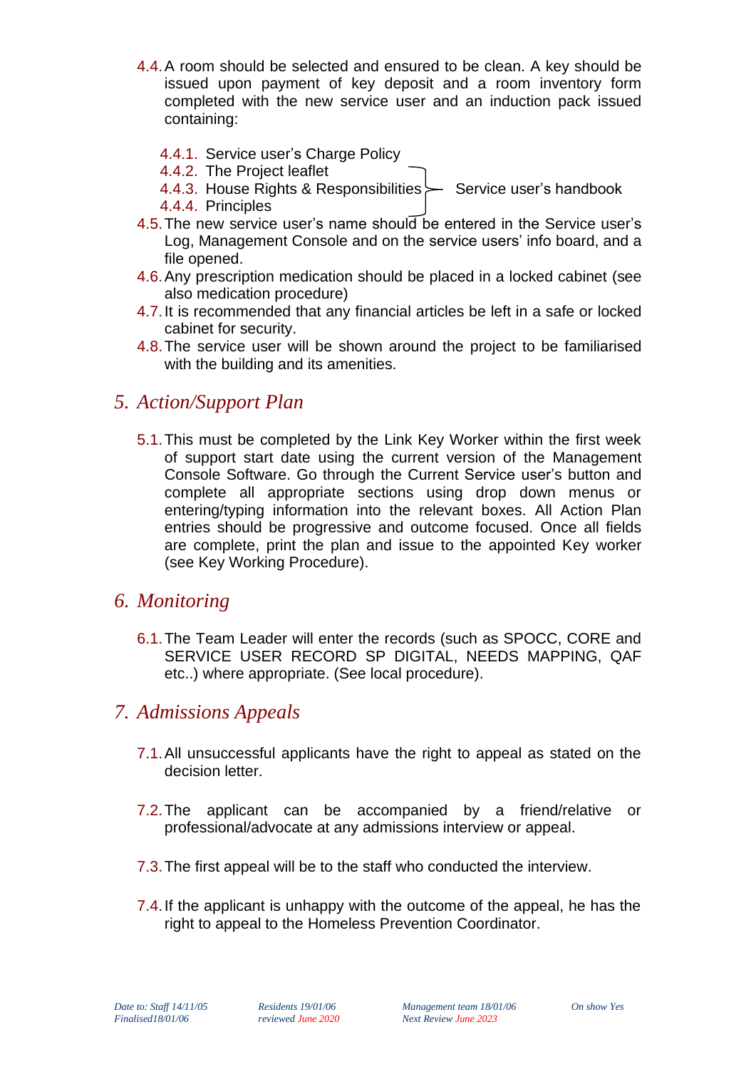4.4. A room should be selected and ensured to be clean. A key should be issued upon payment of key deposit and a room inventory form completed with the new service user and an induction pack issued containing:

- 4.4.1. Service user's Charge Policy
- 4.4.2. The Project leaflet
- 4.4.3. House Rights & Responsibilities
- 4.4.4. Principles

(4.4.2–4.4.4: Service user's handbook)

4.5. The new service user's name should be entered in the Service user's Log, Management Console and on the service users' info board, and a file opened.

4.6. Any prescription medication should be placed in a locked cabinet (see also medication procedure)

4.7. It is recommended that any financial articles be left in a safe or locked cabinet for security.

4.8. The service user will be shown around the project to be familiarised with the building and its amenities.

## 5. *Action/Support Plan*

5.1. This must be completed by the Link Key Worker within the first week of support start date using the current version of the Management Console Software. Go through the Current Service user's button and complete all appropriate sections using drop down menus or entering/typing information into the relevant boxes. All Action Plan entries should be progressive and outcome focused. Once all fields are complete, print the plan and issue to the appointed Key worker (see Key Working Procedure).

## 6. *Monitoring*

6.1. The Team Leader will enter the records (such as SPOCC, CORE and SERVICE USER RECORD SP DIGITAL, NEEDS MAPPING, QAF etc..) where appropriate. (See local procedure).

## 7. *Admissions Appeals*

7.1. All unsuccessful applicants have the right to appeal as stated on the decision letter.

7.2. The applicant can be accompanied by a friend/relative or professional/advocate at any admissions interview or appeal.

7.3. The first appeal will be to the staff who conducted the interview.

7.4. If the applicant is unhappy with the outcome of the appeal, he has the right to appeal to the Homeless Prevention Coordinator.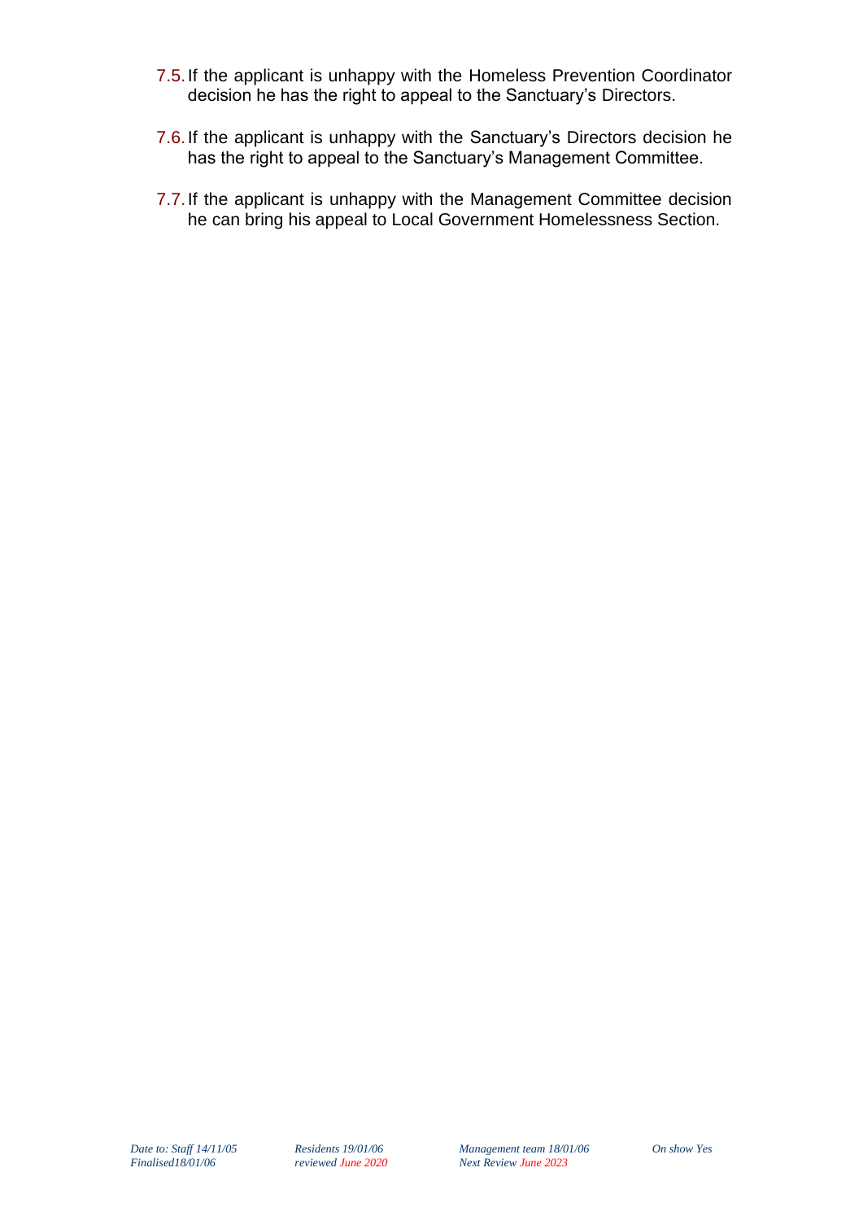7.5. If the applicant is unhappy with the Homeless Prevention Coordinator decision he has the right to appeal to the Sanctuary's Directors.

7.6. If the applicant is unhappy with the Sanctuary's Directors decision he has the right to appeal to the Sanctuary's Management Committee.

7.7. If the applicant is unhappy with the Management Committee decision he can bring his appeal to Local Government Homelessness Section.